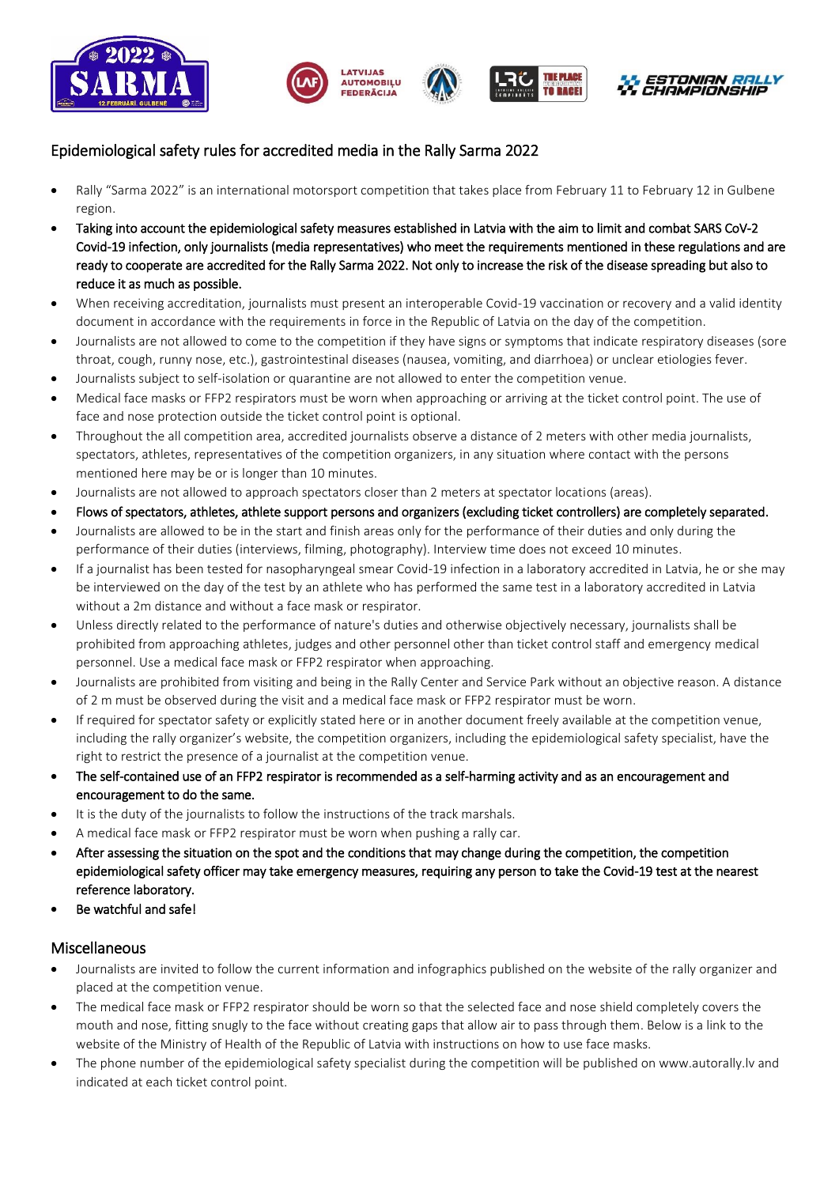## Epidemiological safety rules for accredited media in the Rally Sarma 2022

- Rally "Sarma 2022" is an international motorsport competition that takes place from February 11 to February 12 in Gulbene region.
- Taking into account the epidemiological safety measures established in Latvia with the aim to limit and combat SARS CoV-2 Covid-19 infection, only journalists (media representatives) who meet the requirements mentioned in these regulations and are ready to cooperate are accredited for the Rally Sarma 2022. Not only to increase the risk of the disease spreading but also to reduce it as much as possible.
- When receiving accreditation, journalists must present an interoperable Covid-19 vaccination or recovery and a valid identity document in accordance with the requirements in force in the Republic of Latvia on the day of the competition.
- Journalists are not allowed to come to the competition if they have signs or symptoms that indicate respiratory diseases (sore throat, cough, runny nose, etc.), gastrointestinal diseases (nausea, vomiting, and diarrhoea) or unclear etiologies fever.
- Journalists subject to self-isolation or quarantine are not allowed to enter the competition venue.
- Medical face masks or FFP2 respirators must be worn when approaching or arriving at the ticket control point. The use of face and nose protection outside the ticket control point is optional.
- Throughout the all competition area, accredited journalists observe a distance of 2 meters with other media journalists, spectators, athletes, representatives of the competition organizers, in any situation where contact with the persons mentioned here may be or is longer than 10 minutes.
- Journalists are not allowed to approach spectators closer than 2 meters at spectator locations (areas).
- Flows of spectators, athletes, athlete support persons and organizers (excluding ticket controllers) are completely separated.
- Journalists are allowed to be in the start and finish areas only for the performance of their duties and only during the performance of their duties (interviews, filming, photography). Interview time does not exceed 10 minutes.
- If a journalist has been tested for nasopharyngeal smear Covid-19 infection in a laboratory accredited in Latvia, he or she may be interviewed on the day of the test by an athlete who has performed the same test in a laboratory accredited in Latvia without a 2m distance and without a face mask or respirator.
- Unless directly related to the performance of nature's duties and otherwise objectively necessary, journalists shall be prohibited from approaching athletes, judges and other personnel other than ticket control staff and emergency medical personnel. Use a medical face mask or FFP2 respirator when approaching.
- Journalists are prohibited from visiting and being in the Rally Center and Service Park without an objective reason. A distance of 2 m must be observed during the visit and a medical face mask or FFP2 respirator must be worn.
- If required for spectator safety or explicitly stated here or in another document freely available at the competition venue, including the rally organizer's website, the competition organizers, including the epidemiological safety specialist, have the right to restrict the presence of a journalist at the competition venue.
- The self-contained use of an FFP2 respirator is recommended as a self-harming activity and as an encouragement and encouragement to do the same.
- It is the duty of the journalists to follow the instructions of the track marshals.
- A medical face mask or FFP2 respirator must be worn when pushing a rally car.
- After assessing the situation on the spot and the conditions that may change during the competition, the competition epidemiological safety officer may take emergency measures, requiring any person to take the Covid-19 test at the nearest reference laboratory.
- Be watchful and safe!

## Miscellaneous

- Journalists are invited to follow the current information and infographics published on the website of the rally organizer and placed at the competition venue.
- The medical face mask or FFP2 respirator should be worn so that the selected face and nose shield completely covers the mouth and nose, fitting snugly to the face without creating gaps that allow air to pass through them. Below is a link to the website of the Ministry of Health of the Republic of Latvia with instructions on how to use face masks.
- The phone number of the epidemiological safety specialist during the competition will be published on www.autorally.lv and indicated at each ticket control point.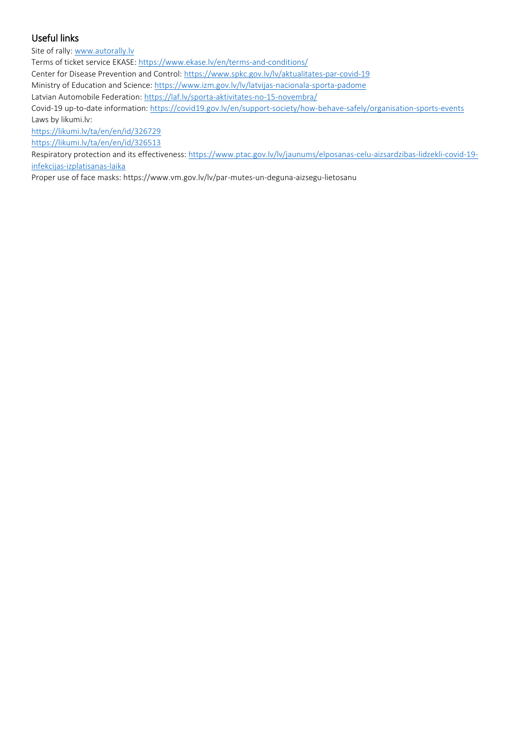## Useful links

Site of rally: www.autorally.lv

Terms of ticket service EKASE: https://www.ekase.lv/en/terms-and-conditions/

Center for Disease Prevention and Control: https://www.spkc.gov.lv/lv/aktualitates-par-covid-19

Ministry of Education and Science: https://www.izm.gov.lv/lv/latvijas-nacionala-sporta-padome

Latvian Automobile Federation: https://laf.lv/sporta-aktivitates-no-15-novembra/

Covid-19 up-to-date information: https://covid19.gov.lv/en/support-society/how-behave-safely/organisation-sports-events

Laws by likumi.lv:

https://likumi.lv/ta/en/en/id/326729

https://likumi.lv/ta/en/en/id/326513

Respiratory protection and its effectiveness: https://www.ptac.gov.lv/lv/jaunums/elposanas-celu-aizsardzibas-lidzekli-covid-19-infekcijas-izplatisanas-laika

Proper use of face masks: https://www.vm.gov.lv/lv/par-mutes-un-deguna-aizsegu-lietosanu